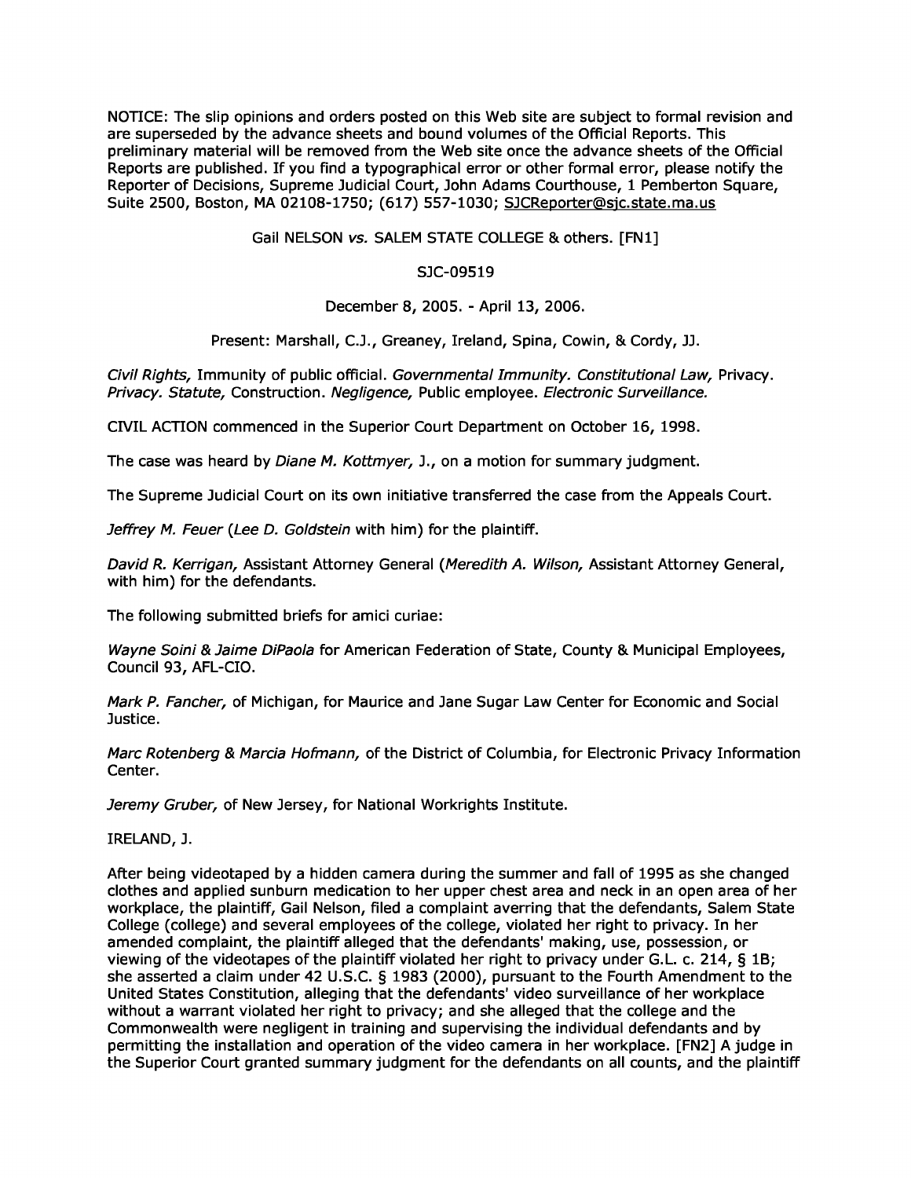NOTICE: The slip opinions and orders posted on this Web site are subject to formal revision and are superseded by the advance sheets and bound volumes of the Official Reports. This preliminary material will be removed from the Web site once the advance sheets of the Official Reports are published. If you find a typographical error or other formal error, please notify the Reporter of Decisions, Supreme Judicial Court, John Adams Courthouse, 1 Pemberton Square, Suite 2500, Boston, MA 02108-1750; (617) 557-1030; SJCReporter@sjc.state.ma.us

Gail NELSON *vs.* SALEM STATE COLLEGE & others. [FN1]

SJC-09519

December 8, 2005. - April 13, 2006.

Present: Marshall, C.J., Greaney, Ireland, Spina, Cowin, & Cordy, JJ.

*Civil Rights,* Immunity of public official. *Governmental Immunity. Constitutional Law,* Privacy. *Privacy. Statute,* Construction. *Negligence,* Public employee. *Electronic Surveillance.*

CIVIL ACTION commenced in the Superior Court Department on October 16, 1998.

The case was heard by *Diane M. Kottmyer,* J., on a motion for summary judgment.

The Supreme Judicial Court on its own initiative transferred the case from the Appeals Court.

*Jeffrey M. Feuer* (*Lee D. Goldstein* with him) for the plaintiff.

*David R. Kerrigan,* Assistant Attorney General (*Meredith A. Wilson,* Assistant Attorney General, with him) for the defendants.

The following submitted briefs for amici curiae:

*Wayne Soini & Jaime DiPaola* for American Federation of State, County & Municipal Employees, Council 93, AFL-CIO.

*Mark P. Fancher,* of Michigan, for Maurice and Jane Sugar Law Center for Economic and Social Justice.

*Marc Rotenberg & Marcia Hofmann,* of the District of Columbia, for Electronic Privacy Information Center.

*Jeremy Gruber,* of New Jersey, for National Workrights Institute.

IRELAND, J.

After being videotaped by a hidden camera during the summer and fall of 1995 as she changed clothes and applied sunburn medication to her upper chest area and neck in an open area of her workplace, the plaintiff, Gail Nelson, filed a complaint averring that the defendants, Salem State College (college) and several employees of the college, violated her right to privacy. In her amended complaint, the plaintiff alleged that the defendants' making, use, possession, or viewing of the videotapes of the plaintiff violated her right to privacy under G.L. c. 214, § 1B; she asserted a claim under 42 U.S.C. § 1983 (2000), pursuant to the Fourth Amendment to the United States Constitution, alleging that the defendants' video surveillance of her workplace without a warrant violated her right to privacy; and she alleged that the college and the Commonwealth were negligent in training and supervising the individual defendants and by permitting the installation and operation of the video camera in her workplace. [FN2] A judge in the Superior Court granted summary judgment for the defendants on all counts, and the plaintiff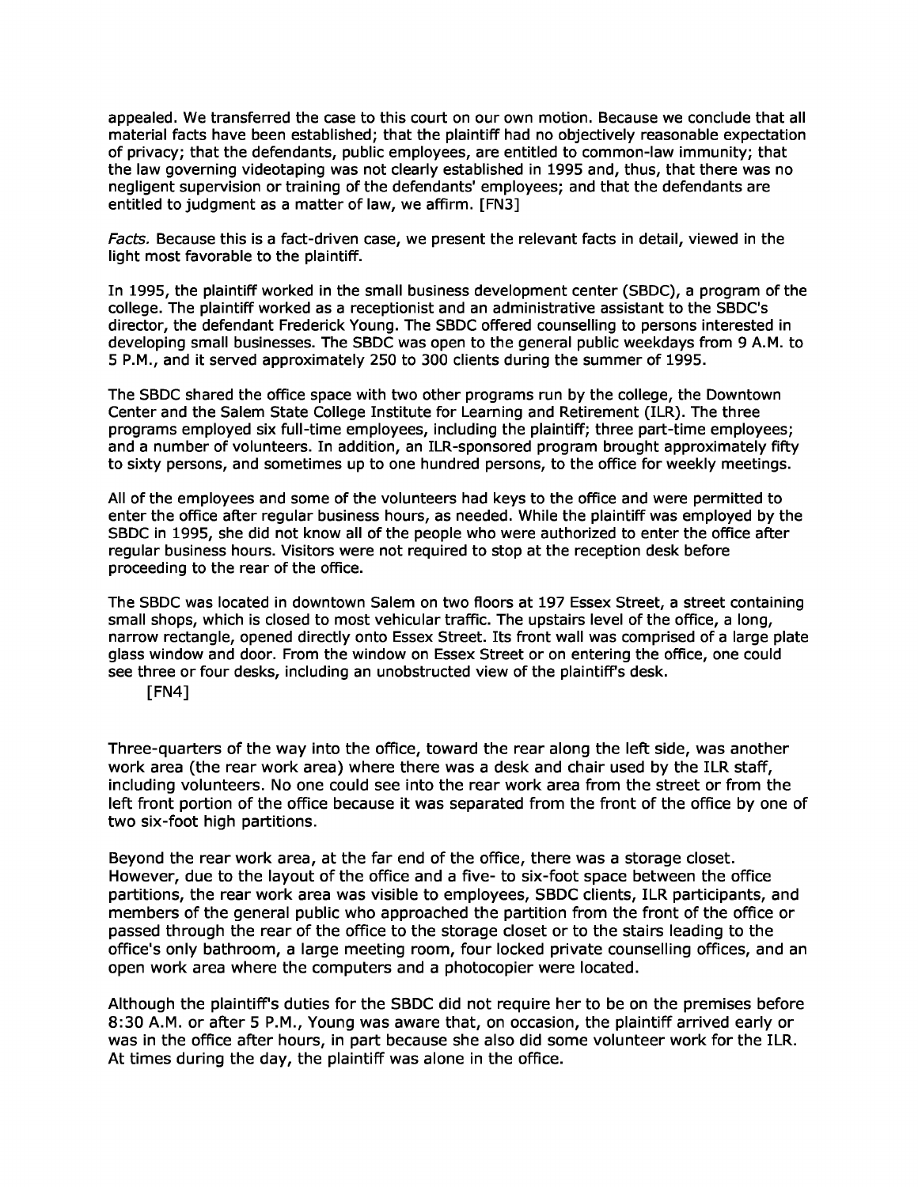appealed. We transferred the case to this court on our own motion. Because we conclude that all material facts have been established; that the plaintiff had no objectively reasonable expectation of privacy; that the defendants, public employees, are entitled to common-law immunity; that the law governing videotaping was not clearly established in 1995 and, thus, that there was no negligent supervision or training of the defendants' employees; and that the defendants are entitled to judgment as a matter of law, we affirm. [FN3]

*Facts.* Because this is a fact-driven case, we present the relevant facts in detail, viewed in the light most favorable to the plaintiff.

In 1995, the plaintiff worked in the small business development center (SBDC), a program of the college. The plaintiff worked as a receptionist and an administrative assistant to the SBDC's director, the defendant Frederick Young. The SBDC offered counselling to persons interested in developing small businesses. The SBDC was open to the general public weekdays from 9 A.M. to 5 P.M., and it served approximately 250 to 300 clients during the summer of 1995.

The SBDC shared the office space with two other programs run by the college, the Downtown Center and the Salem State College Institute for Learning and Retirement (ILR). The three programs employed six full-time employees, including the plaintiff; three part-time employees; and a number of volunteers. In addition, an ILR-sponsored program brought approximately fifty to sixty persons, and sometimes up to one hundred persons, to the office for weekly meetings.

All of the employees and some of the volunteers had keys to the office and were permitted to enter the office after regular business hours, as needed. While the plaintiff was employed by the SBDC in 1995, she did not know all of the people who were authorized to enter the office after regular business hours. Visitors were not required to stop at the reception desk before proceeding to the rear of the office.

The SBDC was located in downtown Salem on two floors at 197 Essex Street, a street containing small shops, which is closed to most vehicular traffic. The upstairs level of the office, a long, narrow rectangle, opened directly onto Essex Street. Its front wall was comprised of a large plate glass window and door. From the window on Essex Street or on entering the office, one could see three or four desks, including an unobstructed view of the plaintiff's desk. [FN4]

Three-quarters of the way into the office, toward the rear along the left side, was another work area (the rear work area) where there was a desk and chair used by the ILR staff, including volunteers. No one could see into the rear work area from the street or from the left front portion of the office because it was separated from the front of the office by one of two six-foot high partitions.

Beyond the rear work area, at the far end of the office, there was a storage closet. However, due to the layout of the office and a five- to six-foot space between the office partitions, the rear work area was visible to employees, SBDC clients, ILR participants, and members of the general public who approached the partition from the front of the office or passed through the rear of the office to the storage closet or to the stairs leading to the office's only bathroom, a large meeting room, four locked private counselling offices, and an open work area where the computers and a photocopier were located.

Although the plaintiff's duties for the SBDC did not require her to be on the premises before 8:30 A.M. or after 5 P.M., Young was aware that, on occasion, the plaintiff arrived early or was in the office after hours, in part because she also did some volunteer work for the ILR. At times during the day, the plaintiff was alone in the office.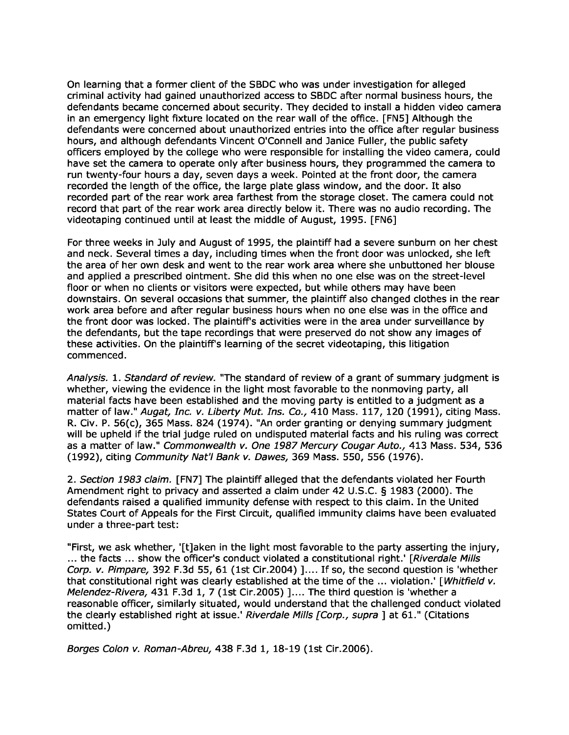On learning that a former client of the SBDC who was under investigation for alleged criminal activity had gained unauthorized access to SBDC after normal business hours, the defendants became concerned about security. They decided to install a hidden video camera in an emergency light fixture located on the rear wall of the office. [FN5] Although the defendants were concerned about unauthorized entries into the office after regular business hours, and although defendants Vincent O'Connell and Janice Fuller, the public safety officers employed by the college who were responsible for installing the video camera, could have set the camera to operate only after business hours, they programmed the camera to run twenty-four hours a day, seven days a week. Pointed at the front door, the camera recorded the length of the office, the large plate glass window, and the door. It also recorded part of the rear work area farthest from the storage closet. The camera could not record that part of the rear work area directly below it. There was no audio recording. The videotaping continued until at least the middle of August, 1995. [FN6]

For three weeks in July and August of 1995, the plaintiff had a severe sunburn on her chest and neck. Several times a day, including times when the front door was unlocked, she left the area of her own desk and went to the rear work area where she unbuttoned her blouse and applied a prescribed ointment. She did this when no one else was on the street-level floor or when no clients or visitors were expected, but while others may have been downstairs. On several occasions that summer, the plaintiff also changed clothes in the rear work area before and after regular business hours when no one else was in the office and the front door was locked. The plaintiff's activities were in the area under surveillance by the defendants, but the tape recordings that were preserved do not show any images of these activities. On the plaintiff's learning of the secret videotaping, this litigation commenced.

*Analysis.* 1. *Standard of review.* "The standard of review of a grant of summary judgment is whether, viewing the evidence in the light most favorable to the nonmoving party, all material facts have been established and the moving party is entitled to a judgment as a matter of law." *Augat, Inc. v. Liberty Mut. Ins. Co.,* 410 Mass. 117, 120 (1991), citing Mass. R. Civ. P. 56(c), 365 Mass. 824 (1974). "An order granting or denying summary judgment will be upheld if the trial judge ruled on undisputed material facts and his ruling was correct as a matter of law." *Commonwealth v. One 1987 Mercury Cougar Auto.,* 413 Mass. 534, 536 (1992), citing *Community Nat'l Bank v. Dawes,* 369 Mass. 550, 556 (1976).

2. *Section 1983 claim.* [FN7] The plaintiff alleged that the defendants violated her Fourth Amendment right to privacy and asserted a claim under 42 U.S.C. § 1983 (2000). The defendants raised a qualified immunity defense with respect to this claim. In the United States Court of Appeals for the First Circuit, qualified immunity claims have been evaluated under a three-part test:

"First, we ask whether, '[t]aken in the light most favorable to the party asserting the injury, ... the facts ... show the officer's conduct violated a constitutional right.' [*Riverdale Mills Corp. v. Pimpare,* 392 F.3d 55, 61 (1st Cir.2004) ].... If so, the second question is 'whether that constitutional right was clearly established at the time of the ... violation.' [*Whitfield v. Melendez-Rivera,* 431 F.3d 1, 7 (1st Cir.2005) ].... The third question is 'whether a reasonable officer, similarly situated, would understand that the challenged conduct violated the clearly established right at issue.' *Riverdale Mills [Corp., supra* ] at 61." (Citations omitted.)

*Borges Colon v. Roman-Abreu,* 438 F.3d 1, 18-19 (1st Cir.2006).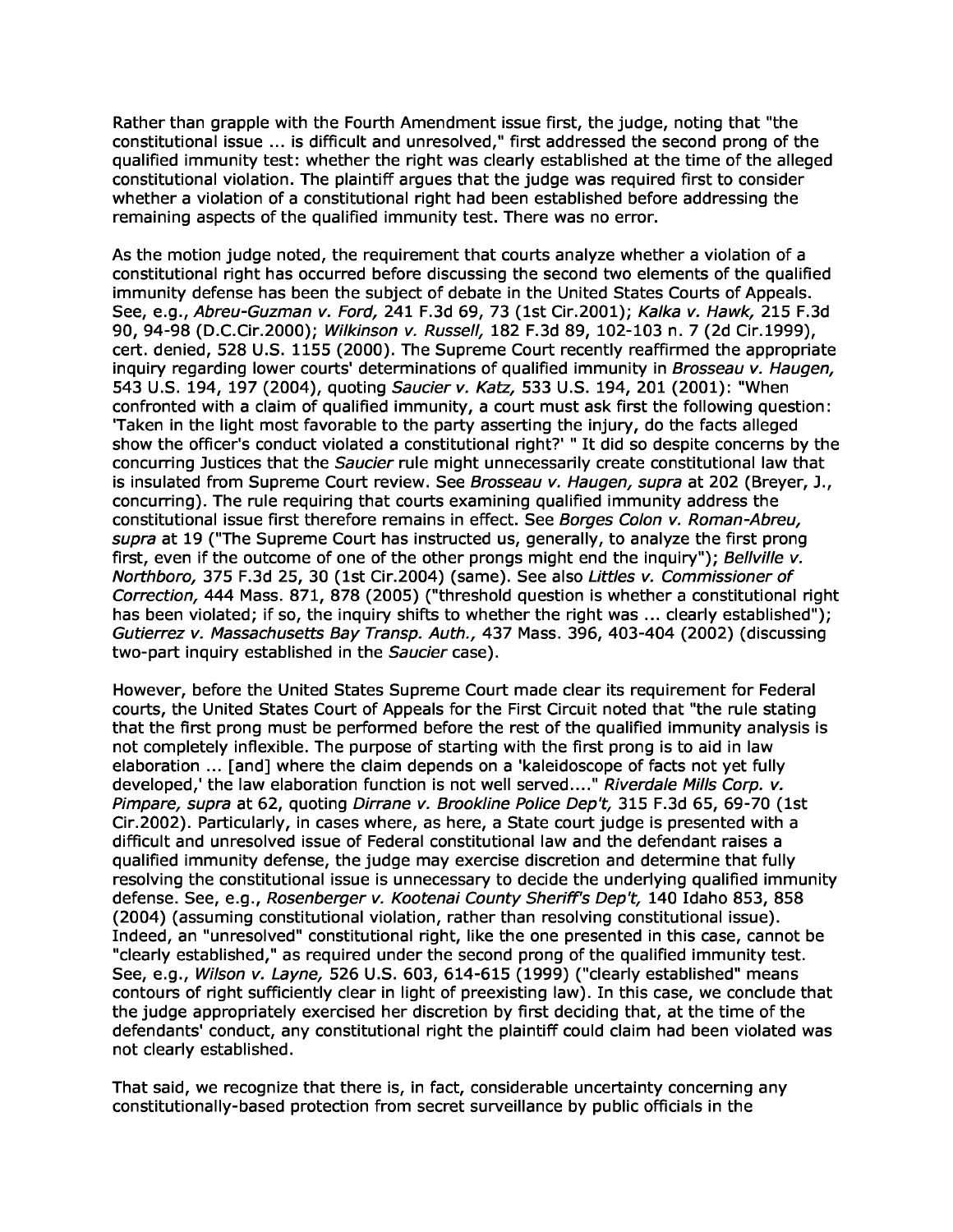Rather than grapple with the Fourth Amendment issue first, the judge, noting that "the constitutional issue ... is difficult and unresolved," first addressed the second prong of the qualified immunity test: whether the right was clearly established at the time of the alleged constitutional violation. The plaintiff argues that the judge was required first to consider whether a violation of a constitutional right had been established before addressing the remaining aspects of the qualified immunity test. There was no error.

As the motion judge noted, the requirement that courts analyze whether a violation of a constitutional right has occurred before discussing the second two elements of the qualified immunity defense has been the subject of debate in the United States Courts of Appeals. See, e.g., *Abreu-Guzman v. Ford,* 241 F.3d 69, 73 (1st Cir.2001); *Kalka v. Hawk,* 215 F.3d 90, 94-98 (D.C.Cir.2000); *Wilkinson v. Russell,* 182 F.3d 89, 102-103 n. 7 (2d Cir.1999), cert. denied, 528 U.S. 1155 (2000). The Supreme Court recently reaffirmed the appropriate inquiry regarding lower courts' determinations of qualified immunity in *Brosseau v. Haugen,* 543 U.S. 194, 197 (2004), quoting *Saucier v. Katz,* 533 U.S. 194, 201 (2001): "When confronted with a claim of qualified immunity, a court must ask first the following question: 'Taken in the light most favorable to the party asserting the injury, do the facts alleged show the officer's conduct violated a constitutional right?' " It did so despite concerns by the concurring Justices that the *Saucier* rule might unnecessarily create constitutional law that is insulated from Supreme Court review. See *Brosseau v. Haugen, supra* at 202 (Breyer, J., concurring). The rule requiring that courts examining qualified immunity address the constitutional issue first therefore remains in effect. See *Borges Colon v. Roman-Abreu, supra* at 19 ("The Supreme Court has instructed us, generally, to analyze the first prong first, even if the outcome of one of the other prongs might end the inquiry"); *Bellville v. Northboro,* 375 F.3d 25, 30 (1st Cir.2004) (same). See also *Littles v. Commissioner of Correction,* 444 Mass. 871, 878 (2005) ("threshold question is whether a constitutional right has been violated; if so, the inquiry shifts to whether the right was ... clearly established"); *Gutierrez v. Massachusetts Bay Transp. Auth.,* 437 Mass. 396, 403-404 (2002) (discussing two-part inquiry established in the *Saucier* case).

However, before the United States Supreme Court made clear its requirement for Federal courts, the United States Court of Appeals for the First Circuit noted that "the rule stating that the first prong must be performed before the rest of the qualified immunity analysis is not completely inflexible. The purpose of starting with the first prong is to aid in law elaboration ... [and] where the claim depends on a 'kaleidoscope of facts not yet fully developed,' the law elaboration function is not well served...." *Riverdale Mills Corp. v. Pimpare, supra* at 62, quoting *Dirrane v. Brookline Police Dep't,* 315 F.3d 65, 69-70 (1st Cir.2002). Particularly, in cases where, as here, a State court judge is presented with a difficult and unresolved issue of Federal constitutional law and the defendant raises a qualified immunity defense, the judge may exercise discretion and determine that fully resolving the constitutional issue is unnecessary to decide the underlying qualified immunity defense. See, e.g., *Rosenberger v. Kootenai County Sheriff's Dep't,* 140 Idaho 853, 858 (2004) (assuming constitutional violation, rather than resolving constitutional issue). Indeed, an "unresolved" constitutional right, like the one presented in this case, cannot be "clearly established," as required under the second prong of the qualified immunity test. See, e.g., *Wilson v. Layne,* 526 U.S. 603, 614-615 (1999) ("clearly established" means contours of right sufficiently clear in light of preexisting law). In this case, we conclude that the judge appropriately exercised her discretion by first deciding that, at the time of the defendants' conduct, any constitutional right the plaintiff could claim had been violated was not clearly established.

That said, we recognize that there is, in fact, considerable uncertainty concerning any constitutionally-based protection from secret surveillance by public officials in the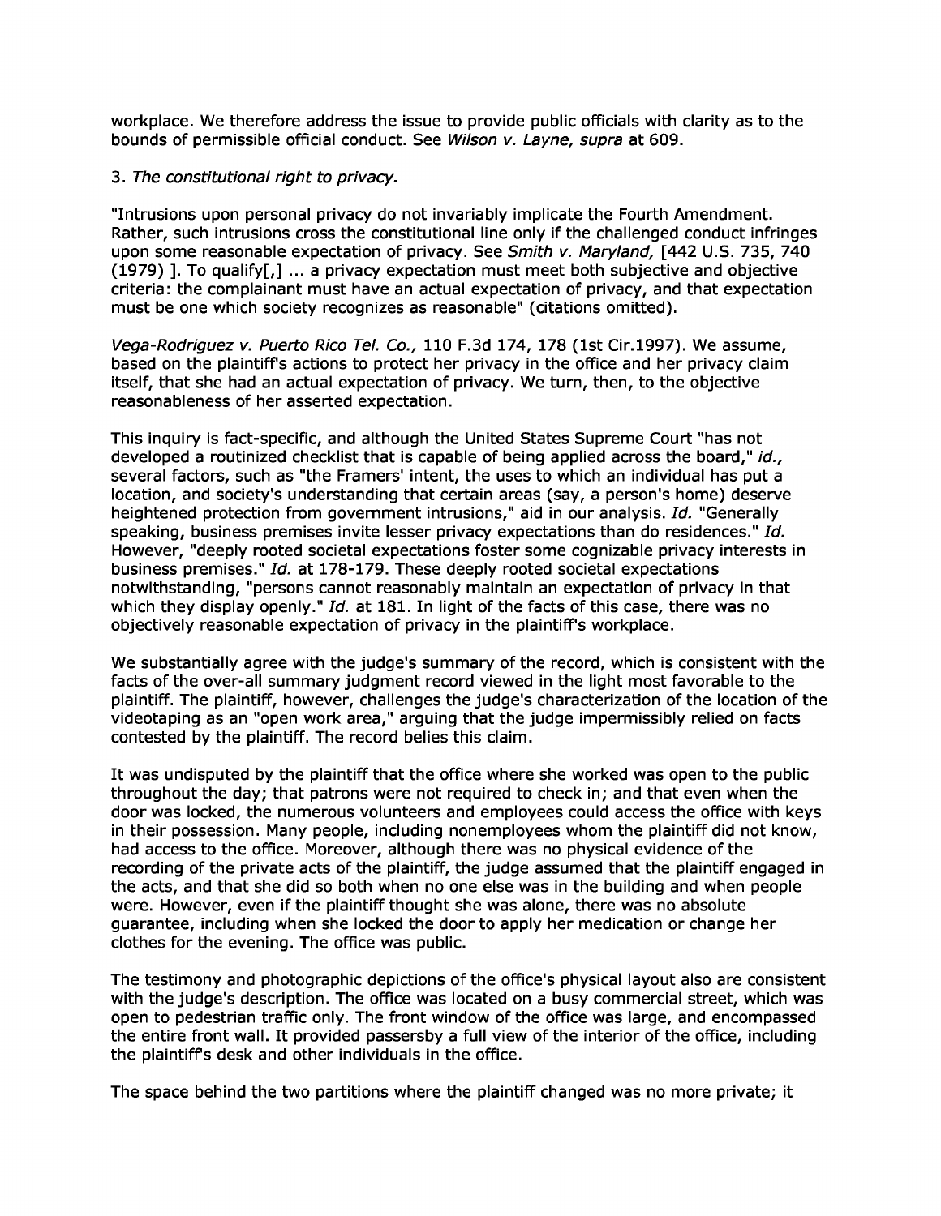workplace. We therefore address the issue to provide public officials with clarity as to the bounds of permissible official conduct. See *Wilson v. Layne, supra* at 609.

3. *The constitutional right to privacy.*

"Intrusions upon personal privacy do not invariably implicate the Fourth Amendment. Rather, such intrusions cross the constitutional line only if the challenged conduct infringes upon some reasonable expectation of privacy. See *Smith v. Maryland,* [442 U.S. 735, 740 (1979) ]. To qualify[,] ... a privacy expectation must meet both subjective and objective criteria: the complainant must have an actual expectation of privacy, and that expectation must be one which society recognizes as reasonable" (citations omitted).

*Vega-Rodriguez v. Puerto Rico Tel. Co.,* 110 F.3d 174, 178 (1st Cir.1997). We assume, based on the plaintiff's actions to protect her privacy in the office and her privacy claim itself, that she had an actual expectation of privacy. We turn, then, to the objective reasonableness of her asserted expectation.

This inquiry is fact-specific, and although the United States Supreme Court "has not developed a routinized checklist that is capable of being applied across the board," *id.,* several factors, such as "the Framers' intent, the uses to which an individual has put a location, and society's understanding that certain areas (say, a person's home) deserve heightened protection from government intrusions," aid in our analysis. *Id.* "Generally speaking, business premises invite lesser privacy expectations than do residences." *Id.* However, "deeply rooted societal expectations foster some cognizable privacy interests in business premises." *Id.* at 178-179. These deeply rooted societal expectations notwithstanding, "persons cannot reasonably maintain an expectation of privacy in that which they display openly." *Id.* at 181. In light of the facts of this case, there was no objectively reasonable expectation of privacy in the plaintiff's workplace.

We substantially agree with the judge's summary of the record, which is consistent with the facts of the over-all summary judgment record viewed in the light most favorable to the plaintiff. The plaintiff, however, challenges the judge's characterization of the location of the videotaping as an "open work area," arguing that the judge impermissibly relied on facts contested by the plaintiff. The record belies this claim.

It was undisputed by the plaintiff that the office where she worked was open to the public throughout the day; that patrons were not required to check in; and that even when the door was locked, the numerous volunteers and employees could access the office with keys in their possession. Many people, including nonemployees whom the plaintiff did not know, had access to the office. Moreover, although there was no physical evidence of the recording of the private acts of the plaintiff, the judge assumed that the plaintiff engaged in the acts, and that she did so both when no one else was in the building and when people were. However, even if the plaintiff thought she was alone, there was no absolute guarantee, including when she locked the door to apply her medication or change her clothes for the evening. The office was public.

The testimony and photographic depictions of the office's physical layout also are consistent with the judge's description. The office was located on a busy commercial street, which was open to pedestrian traffic only. The front window of the office was large, and encompassed the entire front wall. It provided passersby a full view of the interior of the office, including the plaintiff's desk and other individuals in the office.

The space behind the two partitions where the plaintiff changed was no more private; it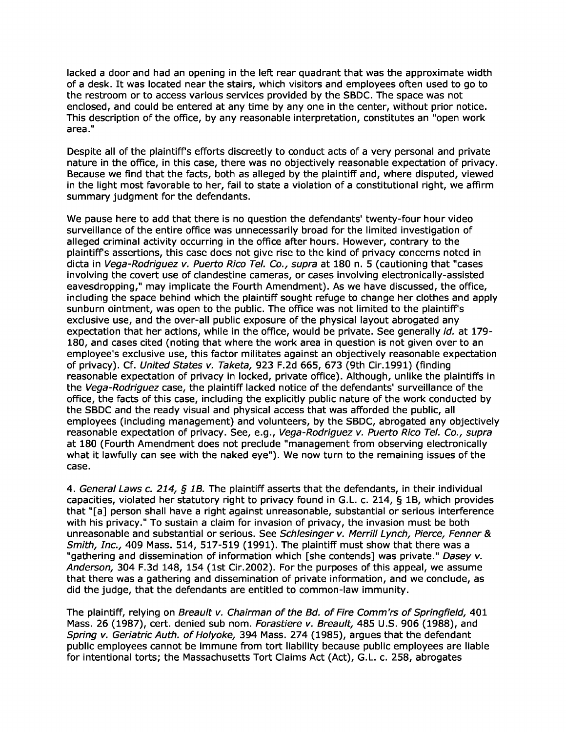lacked a door and had an opening in the left rear quadrant that was the approximate width of a desk. It was located near the stairs, which visitors and employees often used to go to the restroom or to access various services provided by the SBDC. The space was not enclosed, and could be entered at any time by any one in the center, without prior notice. This description of the office, by any reasonable interpretation, constitutes an "open work area."

Despite all of the plaintiff's efforts discreetly to conduct acts of a very personal and private nature in the office, in this case, there was no objectively reasonable expectation of privacy. Because we find that the facts, both as alleged by the plaintiff and, where disputed, viewed in the light most favorable to her, fail to state a violation of a constitutional right, we affirm summary judgment for the defendants.

We pause here to add that there is no question the defendants' twenty-four hour video surveillance of the entire office was unnecessarily broad for the limited investigation of alleged criminal activity occurring in the office after hours. However, contrary to the plaintiff's assertions, this case does not give rise to the kind of privacy concerns noted in dicta in *Vega-Rodriguez v. Puerto Rico Tel. Co., supra* at 180 n. 5 (cautioning that "cases involving the covert use of clandestine cameras, or cases involving electronically-assisted eavesdropping," may implicate the Fourth Amendment). As we have discussed, the office, including the space behind which the plaintiff sought refuge to change her clothes and apply sunburn ointment, was open to the public. The office was not limited to the plaintiff's exclusive use, and the over-all public exposure of the physical layout abrogated any expectation that her actions, while in the office, would be private. See generally *id.* at 179-180, and cases cited (noting that where the work area in question is not given over to an employee's exclusive use, this factor militates against an objectively reasonable expectation of privacy). Cf. *United States v. Taketa,* 923 F.2d 665, 673 (9th Cir.1991) (finding reasonable expectation of privacy in locked, private office). Although, unlike the plaintiffs in the *Vega-Rodriguez* case, the plaintiff lacked notice of the defendants' surveillance of the office, the facts of this case, including the explicitly public nature of the work conducted by the SBDC and the ready visual and physical access that was afforded the public, all employees (including management) and volunteers, by the SBDC, abrogated any objectively reasonable expectation of privacy. See, e.g., *Vega-Rodriguez v. Puerto Rico Tel. Co., supra* at 180 (Fourth Amendment does not preclude "management from observing electronically what it lawfully can see with the naked eye"). We now turn to the remaining issues of the case.

4. *General Laws c. 214, § 1B.* The plaintiff asserts that the defendants, in their individual capacities, violated her statutory right to privacy found in G.L. c. 214, § 1B, which provides that "[a] person shall have a right against unreasonable, substantial or serious interference with his privacy." To sustain a claim for invasion of privacy, the invasion must be both unreasonable and substantial or serious. See *Schlesinger v. Merrill Lynch, Pierce, Fenner & Smith, Inc.,* 409 Mass. 514, 517-519 (1991). The plaintiff must show that there was a "gathering and dissemination of information which [she contends] was private." *Dasey v. Anderson,* 304 F.3d 148, 154 (1st Cir.2002). For the purposes of this appeal, we assume that there was a gathering and dissemination of private information, and we conclude, as did the judge, that the defendants are entitled to common-law immunity.

The plaintiff, relying on *Breault v. Chairman of the Bd. of Fire Comm'rs of Springfield,* 401 Mass. 26 (1987), cert. denied sub nom. *Forastiere v. Breault,* 485 U.S. 906 (1988), and *Spring v. Geriatric Auth. of Holyoke,* 394 Mass. 274 (1985), argues that the defendant public employees cannot be immune from tort liability because public employees are liable for intentional torts; the Massachusetts Tort Claims Act (Act), G.L. c. 258, abrogates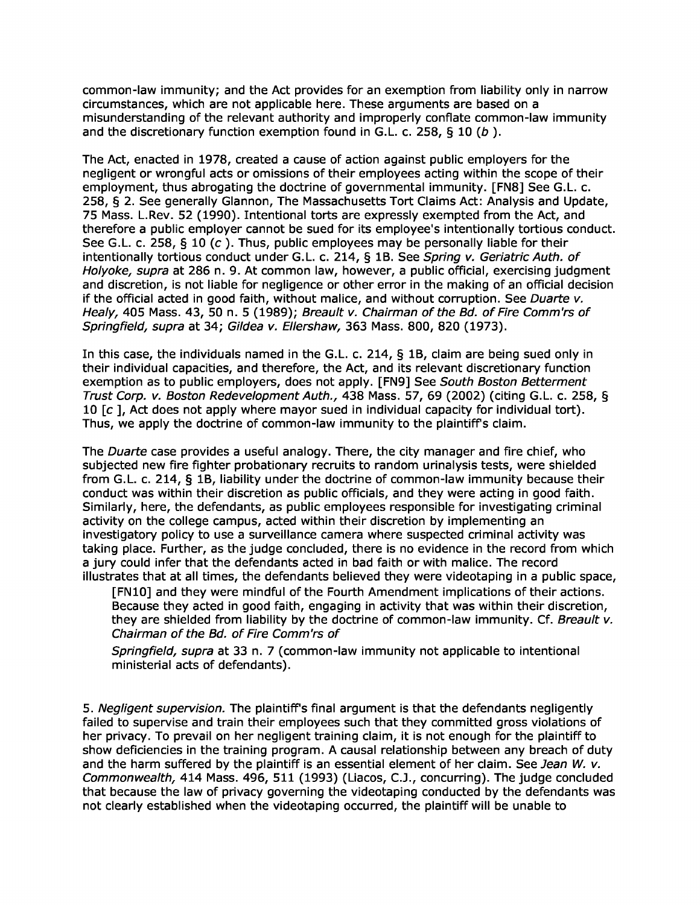common-law immunity; and the Act provides for an exemption from liability only in narrow circumstances, which are not applicable here. These arguments are based on a misunderstanding of the relevant authority and improperly conflate common-law immunity and the discretionary function exemption found in G.L. c. 258, § 10 (*b* ).

The Act, enacted in 1978, created a cause of action against public employers for the negligent or wrongful acts or omissions of their employees acting within the scope of their employment, thus abrogating the doctrine of governmental immunity. [FN8] See G.L. c. 258, § 2. See generally Glannon, The Massachusetts Tort Claims Act: Analysis and Update, 75 Mass. L.Rev. 52 (1990). Intentional torts are expressly exempted from the Act, and therefore a public employer cannot be sued for its employee's intentionally tortious conduct. See G.L. c. 258, § 10 (*c* ). Thus, public employees may be personally liable for their intentionally tortious conduct under G.L. c. 214, § 1B. See *Spring v. Geriatric Auth. of Holyoke, supra* at 286 n. 9. At common law, however, a public official, exercising judgment and discretion, is not liable for negligence or other error in the making of an official decision if the official acted in good faith, without malice, and without corruption. See *Duarte v. Healy,* 405 Mass. 43, 50 n. 5 (1989); *Breault v. Chairman of the Bd. of Fire Comm'rs of Springfield, supra* at 34; *Gildea v. Ellershaw,* 363 Mass. 800, 820 (1973).

In this case, the individuals named in the G.L. c. 214, § 1B, claim are being sued only in their individual capacities, and therefore, the Act, and its relevant discretionary function exemption as to public employers, does not apply. [FN9] See *South Boston Betterment Trust Corp. v. Boston Redevelopment Auth.,* 438 Mass. 57, 69 (2002) (citing G.L. c. 258, § 10 [*c* ], Act does not apply where mayor sued in individual capacity for individual tort). Thus, we apply the doctrine of common-law immunity to the plaintiff's claim.

The *Duarte* case provides a useful analogy. There, the city manager and fire chief, who subjected new fire fighter probationary recruits to random urinalysis tests, were shielded from G.L. c. 214, § 1B, liability under the doctrine of common-law immunity because their conduct was within their discretion as public officials, and they were acting in good faith. Similarly, here, the defendants, as public employees responsible for investigating criminal activity on the college campus, acted within their discretion by implementing an investigatory policy to use a surveillance camera where suspected criminal activity was taking place. Further, as the judge concluded, there is no evidence in the record from which a jury could infer that the defendants acted in bad faith or with malice. The record illustrates that at all times, the defendants believed they were videotaping in a public space,

> [FN10] and they were mindful of the Fourth Amendment implications of their actions. Because they acted in good faith, engaging in activity that was within their discretion, they are shielded from liability by the doctrine of common-law immunity. Cf. *Breault v. Chairman of the Bd. of Fire Comm'rs of*
>
> *Springfield, supra* at 33 n. 7 (common-law immunity not applicable to intentional ministerial acts of defendants).

5. *Negligent supervision.* The plaintiff's final argument is that the defendants negligently failed to supervise and train their employees such that they committed gross violations of her privacy. To prevail on her negligent training claim, it is not enough for the plaintiff to show deficiencies in the training program. A causal relationship between any breach of duty and the harm suffered by the plaintiff is an essential element of her claim. See *Jean W. v. Commonwealth,* 414 Mass. 496, 511 (1993) (Liacos, C.J., concurring). The judge concluded that because the law of privacy governing the videotaping conducted by the defendants was not clearly established when the videotaping occurred, the plaintiff will be unable to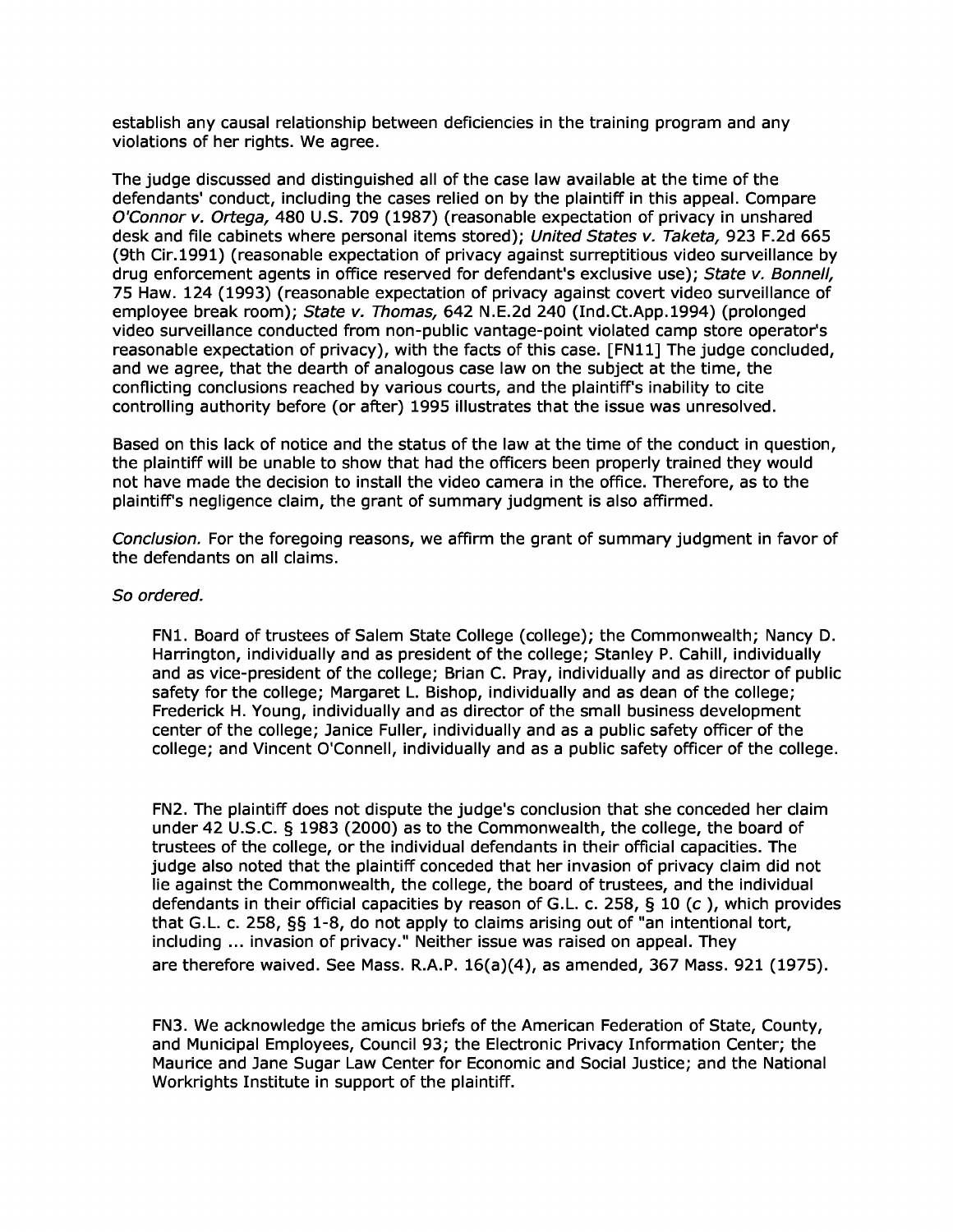establish any causal relationship between deficiencies in the training program and any violations of her rights. We agree.

The judge discussed and distinguished all of the case law available at the time of the defendants' conduct, including the cases relied on by the plaintiff in this appeal. Compare *O'Connor v. Ortega,* 480 U.S. 709 (1987) (reasonable expectation of privacy in unshared desk and file cabinets where personal items stored); *United States v. Taketa,* 923 F.2d 665 (9th Cir.1991) (reasonable expectation of privacy against surreptitious video surveillance by drug enforcement agents in office reserved for defendant's exclusive use); *State v. Bonnell,* 75 Haw. 124 (1993) (reasonable expectation of privacy against covert video surveillance of employee break room); *State v. Thomas,* 642 N.E.2d 240 (Ind.Ct.App.1994) (prolonged video surveillance conducted from non-public vantage-point violated camp store operator's reasonable expectation of privacy), with the facts of this case. [FN11] The judge concluded, and we agree, that the dearth of analogous case law on the subject at the time, the conflicting conclusions reached by various courts, and the plaintiff's inability to cite controlling authority before (or after) 1995 illustrates that the issue was unresolved.

Based on this lack of notice and the status of the law at the time of the conduct in question, the plaintiff will be unable to show that had the officers been properly trained they would not have made the decision to install the video camera in the office. Therefore, as to the plaintiff's negligence claim, the grant of summary judgment is also affirmed.

*Conclusion.* For the foregoing reasons, we affirm the grant of summary judgment in favor of the defendants on all claims.

*So ordered.*

FN1. Board of trustees of Salem State College (college); the Commonwealth; Nancy D. Harrington, individually and as president of the college; Stanley P. Cahill, individually and as vice-president of the college; Brian C. Pray, individually and as director of public safety for the college; Margaret L. Bishop, individually and as dean of the college; Frederick H. Young, individually and as director of the small business development center of the college; Janice Fuller, individually and as a public safety officer of the college; and Vincent O'Connell, individually and as a public safety officer of the college.

FN2. The plaintiff does not dispute the judge's conclusion that she conceded her claim under 42 U.S.C. § 1983 (2000) as to the Commonwealth, the college, the board of trustees of the college, or the individual defendants in their official capacities. The judge also noted that the plaintiff conceded that her invasion of privacy claim did not lie against the Commonwealth, the college, the board of trustees, and the individual defendants in their official capacities by reason of G.L. c. 258, § 10 (*c* ), which provides that G.L. c. 258, §§ 1-8, do not apply to claims arising out of "an intentional tort, including ... invasion of privacy." Neither issue was raised on appeal. They are therefore waived. See Mass. R.A.P. 16(a)(4), as amended, 367 Mass. 921 (1975).

FN3. We acknowledge the amicus briefs of the American Federation of State, County, and Municipal Employees, Council 93; the Electronic Privacy Information Center; the Maurice and Jane Sugar Law Center for Economic and Social Justice; and the National Workrights Institute in support of the plaintiff.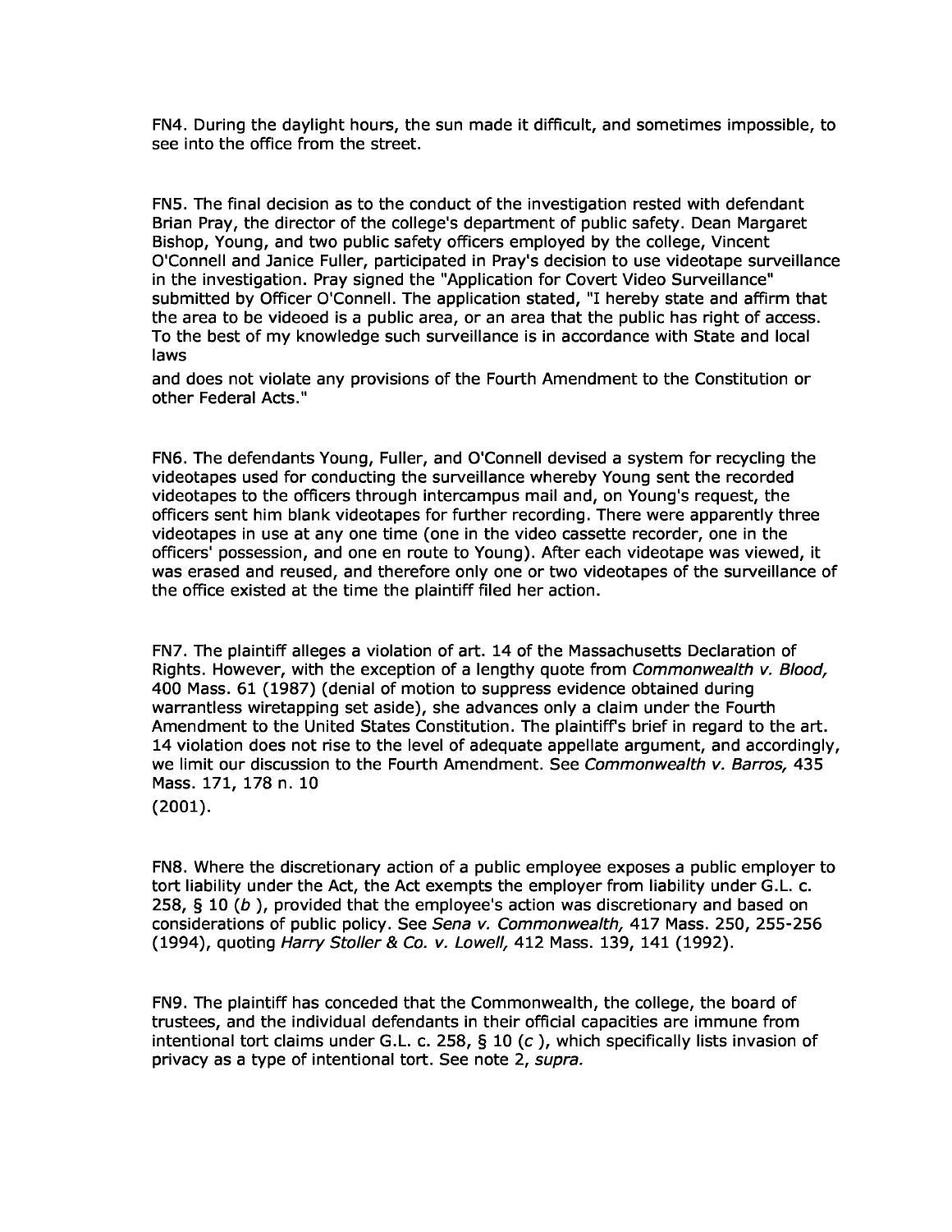FN4. During the daylight hours, the sun made it difficult, and sometimes impossible, to see into the office from the street.

FN5. The final decision as to the conduct of the investigation rested with defendant Brian Pray, the director of the college's department of public safety. Dean Margaret Bishop, Young, and two public safety officers employed by the college, Vincent O'Connell and Janice Fuller, participated in Pray's decision to use videotape surveillance in the investigation. Pray signed the "Application for Covert Video Surveillance" submitted by Officer O'Connell. The application stated, "I hereby state and affirm that the area to be videoed is a public area, or an area that the public has right of access. To the best of my knowledge such surveillance is in accordance with State and local laws and does not violate any provisions of the Fourth Amendment to the Constitution or other Federal Acts."

FN6. The defendants Young, Fuller, and O'Connell devised a system for recycling the videotapes used for conducting the surveillance whereby Young sent the recorded videotapes to the officers through intercampus mail and, on Young's request, the officers sent him blank videotapes for further recording. There were apparently three videotapes in use at any one time (one in the video cassette recorder, one in the officers' possession, and one en route to Young). After each videotape was viewed, it was erased and reused, and therefore only one or two videotapes of the surveillance of the office existed at the time the plaintiff filed her action.

FN7. The plaintiff alleges a violation of art. 14 of the Massachusetts Declaration of Rights. However, with the exception of a lengthy quote from *Commonwealth v. Blood,* 400 Mass. 61 (1987) (denial of motion to suppress evidence obtained during warrantless wiretapping set aside), she advances only a claim under the Fourth Amendment to the United States Constitution. The plaintiff's brief in regard to the art. 14 violation does not rise to the level of adequate appellate argument, and accordingly, we limit our discussion to the Fourth Amendment. See *Commonwealth v. Barros,* 435 Mass. 171, 178 n. 10 (2001).

FN8. Where the discretionary action of a public employee exposes a public employer to tort liability under the Act, the Act exempts the employer from liability under G.L. c. 258, § 10 (*b* ), provided that the employee's action was discretionary and based on considerations of public policy. See *Sena v. Commonwealth,* 417 Mass. 250, 255-256 (1994), quoting *Harry Stoller & Co. v. Lowell,* 412 Mass. 139, 141 (1992).

FN9. The plaintiff has conceded that the Commonwealth, the college, the board of trustees, and the individual defendants in their official capacities are immune from intentional tort claims under G.L. c. 258, § 10 (*c* ), which specifically lists invasion of privacy as a type of intentional tort. See note 2, *supra.*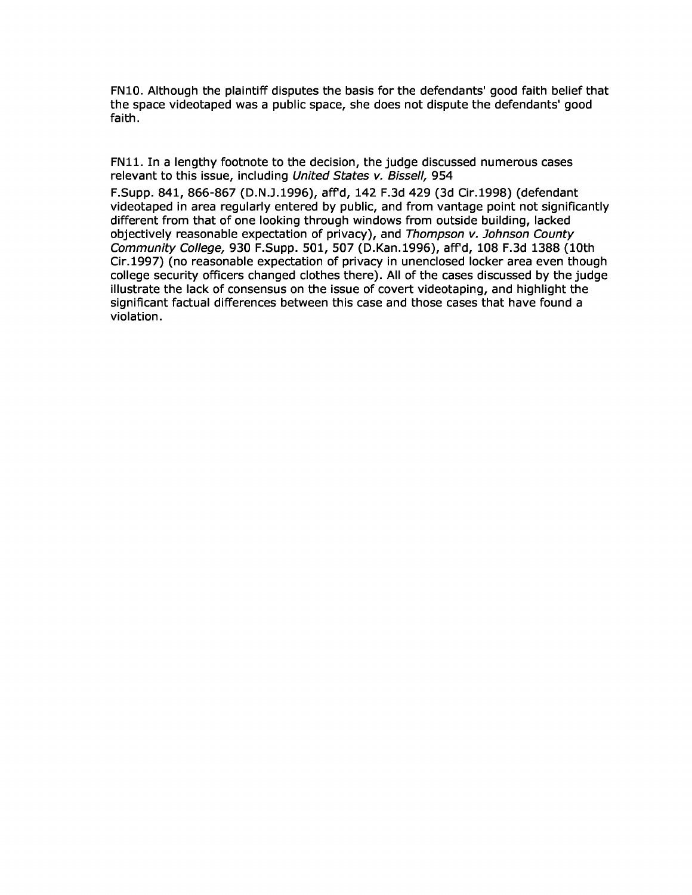FN10. Although the plaintiff disputes the basis for the defendants' good faith belief that the space videotaped was a public space, she does not dispute the defendants' good faith.

FN11. In a lengthy footnote to the decision, the judge discussed numerous cases relevant to this issue, including *United States v. Bissell,* 954 F.Supp. 841, 866-867 (D.N.J.1996), aff'd, 142 F.3d 429 (3d Cir.1998) (defendant videotaped in area regularly entered by public, and from vantage point not significantly different from that of one looking through windows from outside building, lacked objectively reasonable expectation of privacy), and *Thompson v. Johnson County Community College,* 930 F.Supp. 501, 507 (D.Kan.1996), aff'd, 108 F.3d 1388 (10th Cir.1997) (no reasonable expectation of privacy in unenclosed locker area even though college security officers changed clothes there). All of the cases discussed by the judge illustrate the lack of consensus on the issue of covert videotaping, and highlight the significant factual differences between this case and those cases that have found a violation.